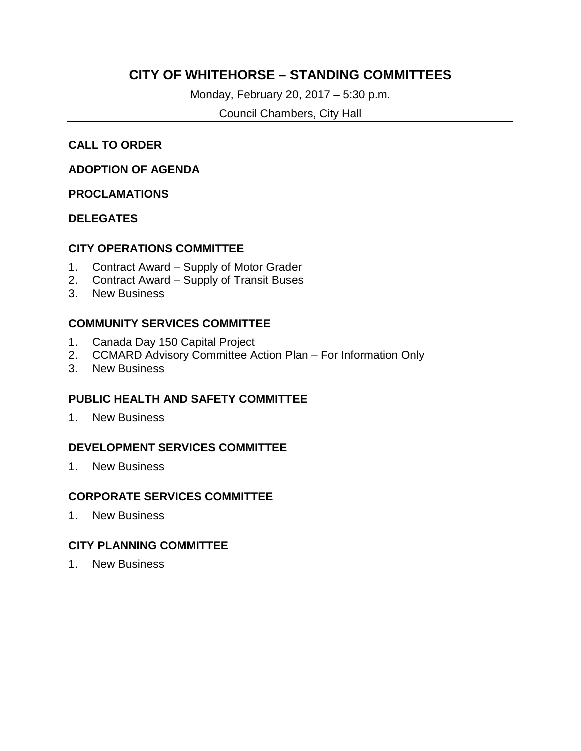# CITY OF WHITEHORSE – STANDING COMMITTEES

Monday, February 20, 2017 – 5:30 p.m.

Council Chambers, City Hall

---

**CALL TO ORDER**

**ADOPTION OF AGENDA**

**PROCLAMATIONS**

**DELEGATES**

## CITY OPERATIONS COMMITTEE

1. Contract Award – Supply of Motor Grader
2. Contract Award – Supply of Transit Buses
3. New Business

## COMMUNITY SERVICES COMMITTEE

1. Canada Day 150 Capital Project
2. CCMARD Advisory Committee Action Plan – For Information Only
3. New Business

## PUBLIC HEALTH AND SAFETY COMMITTEE

1. New Business

## DEVELOPMENT SERVICES COMMITTEE

1. New Business

## CORPORATE SERVICES COMMITTEE

1. New Business

## CITY PLANNING COMMITTEE

1. New Business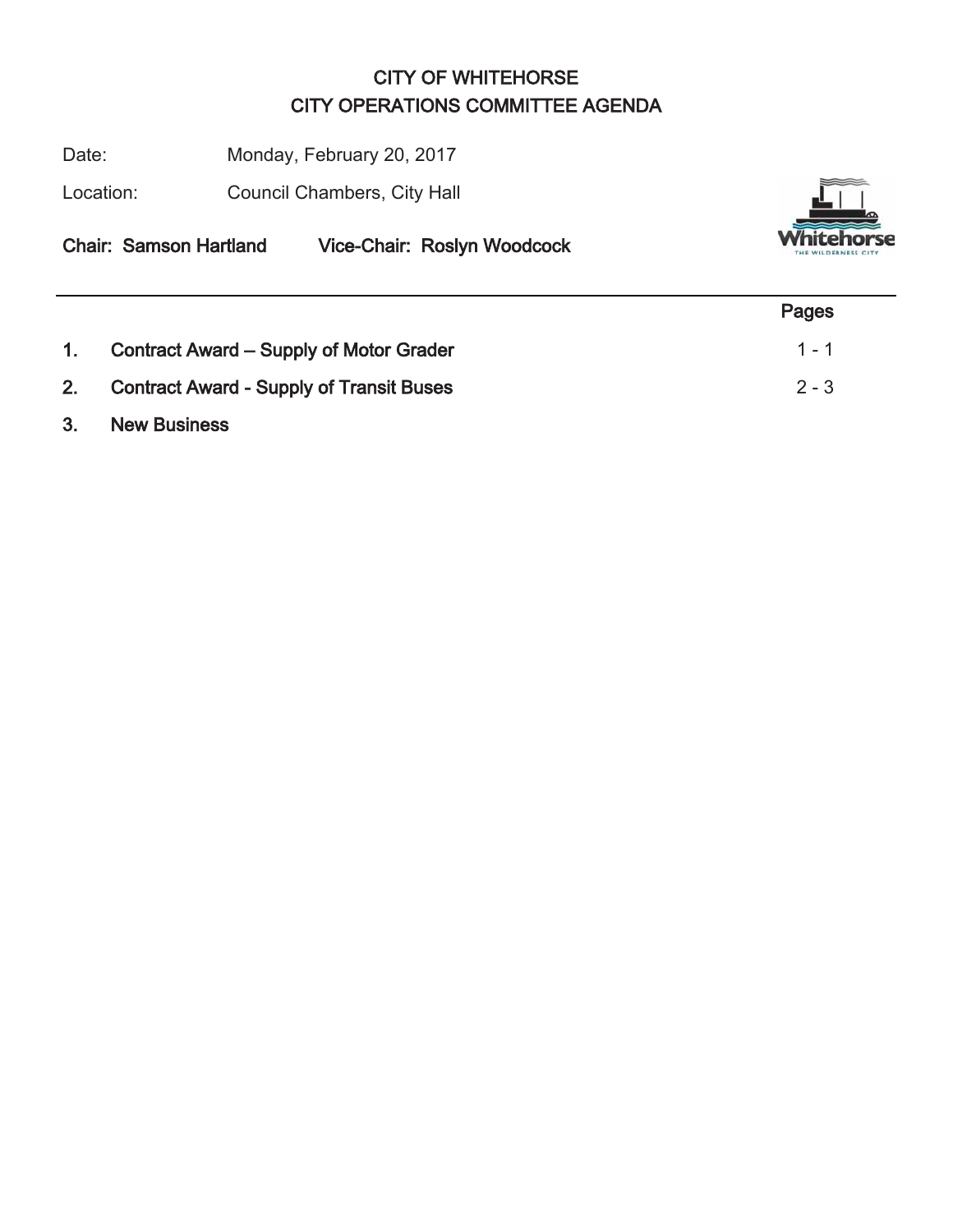# CITY OF WHITEHORSE
# CITY OPERATIONS COMMITTEE AGENDA

Date: Monday, February 20, 2017

Location: Council Chambers, City Hall

**Chair: Samson Hartland** **Vice-Chair: Roslyn Woodcock**

---

| | | Pages |
|---|---|---|
| **1.** | **Contract Award – Supply of Motor Grader** | 1 - 1 |
| **2.** | **Contract Award - Supply of Transit Buses** | 2 - 3 |
| **3.** | **New Business** | |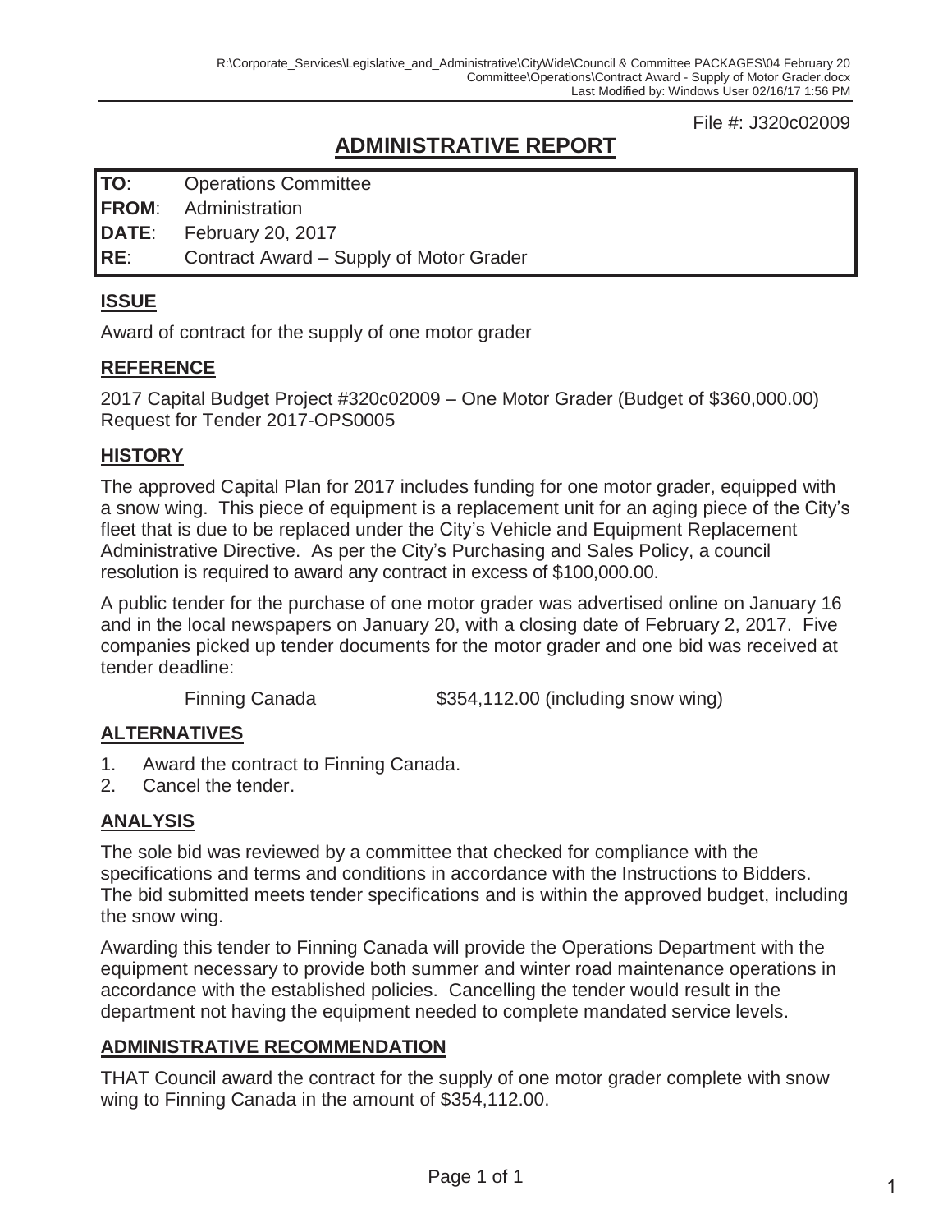File #: J320c02009

# ADMINISTRATIVE REPORT

**TO**: Operations Committee
**FROM**: Administration
**DATE**: February 20, 2017
**RE**: Contract Award – Supply of Motor Grader

## ISSUE

Award of contract for the supply of one motor grader

## REFERENCE

2017 Capital Budget Project #320c02009 – One Motor Grader (Budget of $360,000.00)
Request for Tender 2017-OPS0005

## HISTORY

The approved Capital Plan for 2017 includes funding for one motor grader, equipped with a snow wing. This piece of equipment is a replacement unit for an aging piece of the City's fleet that is due to be replaced under the City's Vehicle and Equipment Replacement Administrative Directive. As per the City's Purchasing and Sales Policy, a council resolution is required to award any contract in excess of $100,000.00.

A public tender for the purchase of one motor grader was advertised online on January 16 and in the local newspapers on January 20, with a closing date of February 2, 2017. Five companies picked up tender documents for the motor grader and one bid was received at tender deadline:

Finning Canada $354,112.00 (including snow wing)

## ALTERNATIVES

1. Award the contract to Finning Canada.
2. Cancel the tender.

## ANALYSIS

The sole bid was reviewed by a committee that checked for compliance with the specifications and terms and conditions in accordance with the Instructions to Bidders. The bid submitted meets tender specifications and is within the approved budget, including the snow wing.

Awarding this tender to Finning Canada will provide the Operations Department with the equipment necessary to provide both summer and winter road maintenance operations in accordance with the established policies. Cancelling the tender would result in the department not having the equipment needed to complete mandated service levels.

## ADMINISTRATIVE RECOMMENDATION

THAT Council award the contract for the supply of one motor grader complete with snow wing to Finning Canada in the amount of $354,112.00.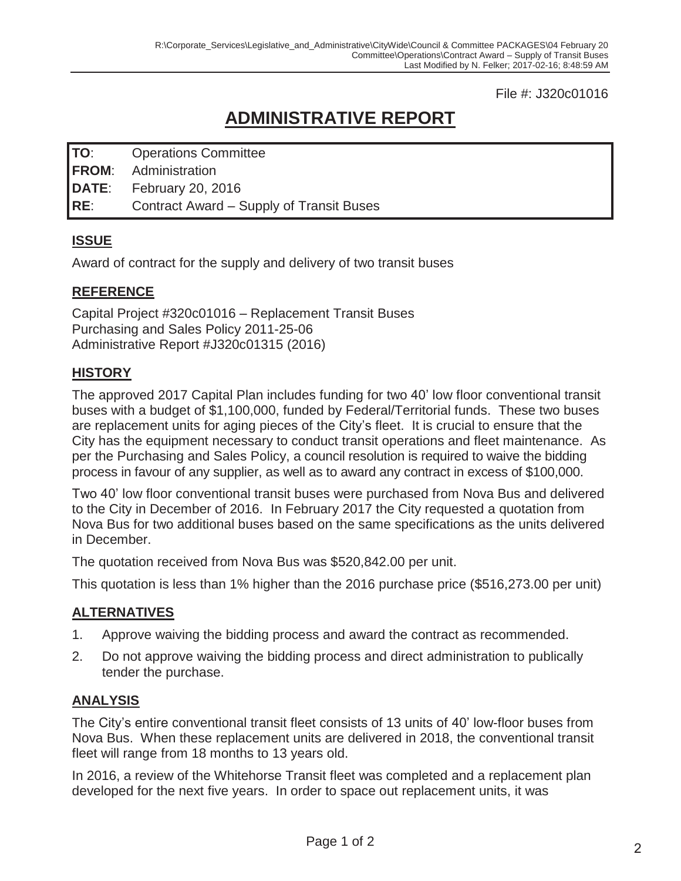File #: J320c01016

# ADMINISTRATIVE REPORT

**TO**: Operations Committee
**FROM**: Administration
**DATE**: February 20, 2016
**RE**: Contract Award – Supply of Transit Buses

## ISSUE

Award of contract for the supply and delivery of two transit buses

## REFERENCE

Capital Project #320c01016 – Replacement Transit Buses
Purchasing and Sales Policy 2011-25-06
Administrative Report #J320c01315 (2016)

## HISTORY

The approved 2017 Capital Plan includes funding for two 40' low floor conventional transit buses with a budget of $1,100,000, funded by Federal/Territorial funds. These two buses are replacement units for aging pieces of the City's fleet. It is crucial to ensure that the City has the equipment necessary to conduct transit operations and fleet maintenance. As per the Purchasing and Sales Policy, a council resolution is required to waive the bidding process in favour of any supplier, as well as to award any contract in excess of $100,000.

Two 40' low floor conventional transit buses were purchased from Nova Bus and delivered to the City in December of 2016. In February 2017 the City requested a quotation from Nova Bus for two additional buses based on the same specifications as the units delivered in December.

The quotation received from Nova Bus was $520,842.00 per unit.

This quotation is less than 1% higher than the 2016 purchase price ($516,273.00 per unit)

## ALTERNATIVES

1. Approve waiving the bidding process and award the contract as recommended.
2. Do not approve waiving the bidding process and direct administration to publically tender the purchase.

## ANALYSIS

The City's entire conventional transit fleet consists of 13 units of 40' low-floor buses from Nova Bus. When these replacement units are delivered in 2018, the conventional transit fleet will range from 18 months to 13 years old.

In 2016, a review of the Whitehorse Transit fleet was completed and a replacement plan developed for the next five years. In order to space out replacement units, it was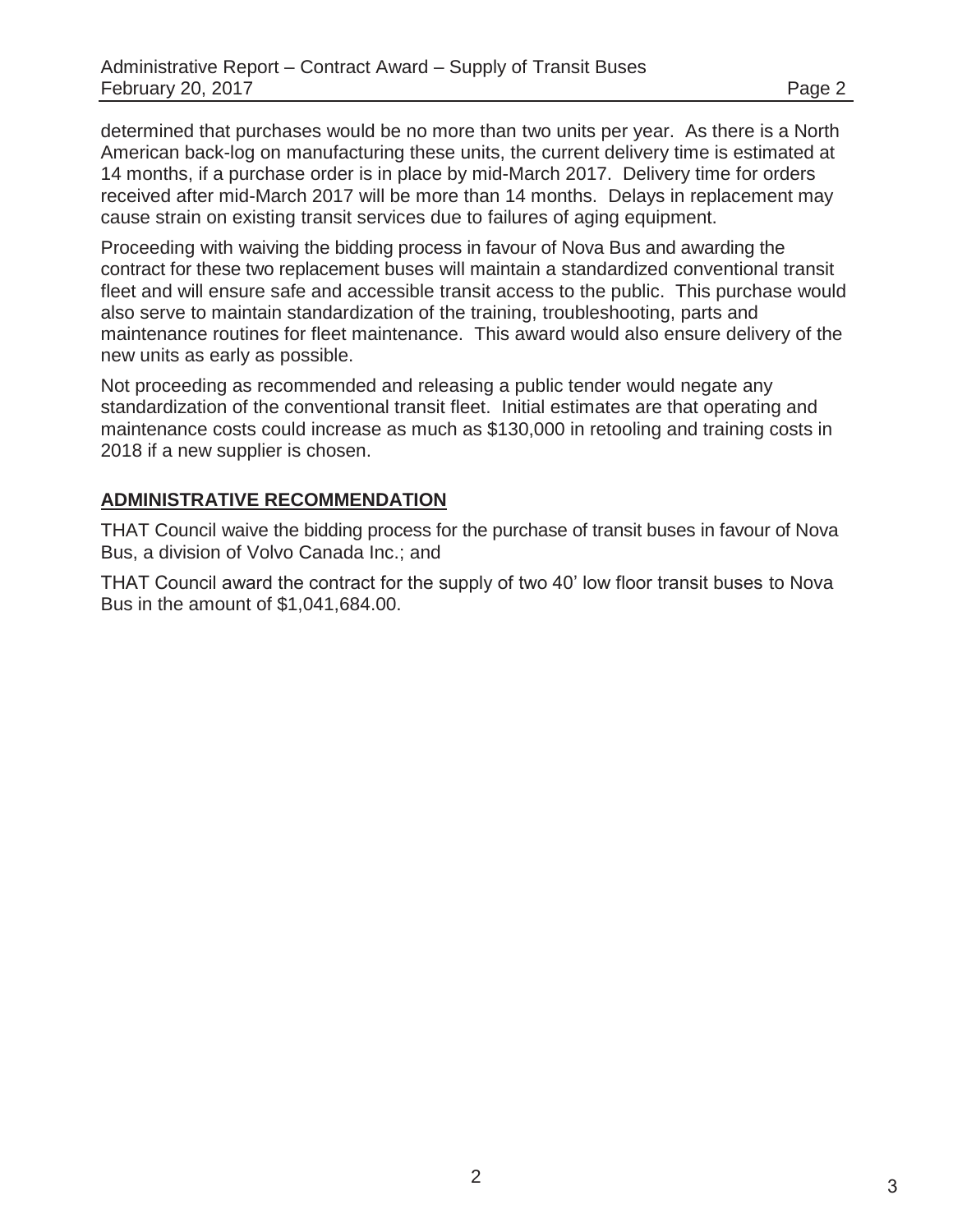determined that purchases would be no more than two units per year. As there is a North American back-log on manufacturing these units, the current delivery time is estimated at 14 months, if a purchase order is in place by mid-March 2017. Delivery time for orders received after mid-March 2017 will be more than 14 months. Delays in replacement may cause strain on existing transit services due to failures of aging equipment.

Proceeding with waiving the bidding process in favour of Nova Bus and awarding the contract for these two replacement buses will maintain a standardized conventional transit fleet and will ensure safe and accessible transit access to the public. This purchase would also serve to maintain standardization of the training, troubleshooting, parts and maintenance routines for fleet maintenance. This award would also ensure delivery of the new units as early as possible.

Not proceeding as recommended and releasing a public tender would negate any standardization of the conventional transit fleet. Initial estimates are that operating and maintenance costs could increase as much as $130,000 in retooling and training costs in 2018 if a new supplier is chosen.

## ADMINISTRATIVE RECOMMENDATION

THAT Council waive the bidding process for the purchase of transit buses in favour of Nova Bus, a division of Volvo Canada Inc.; and

THAT Council award the contract for the supply of two 40’ low floor transit buses to Nova Bus in the amount of $1,041,684.00.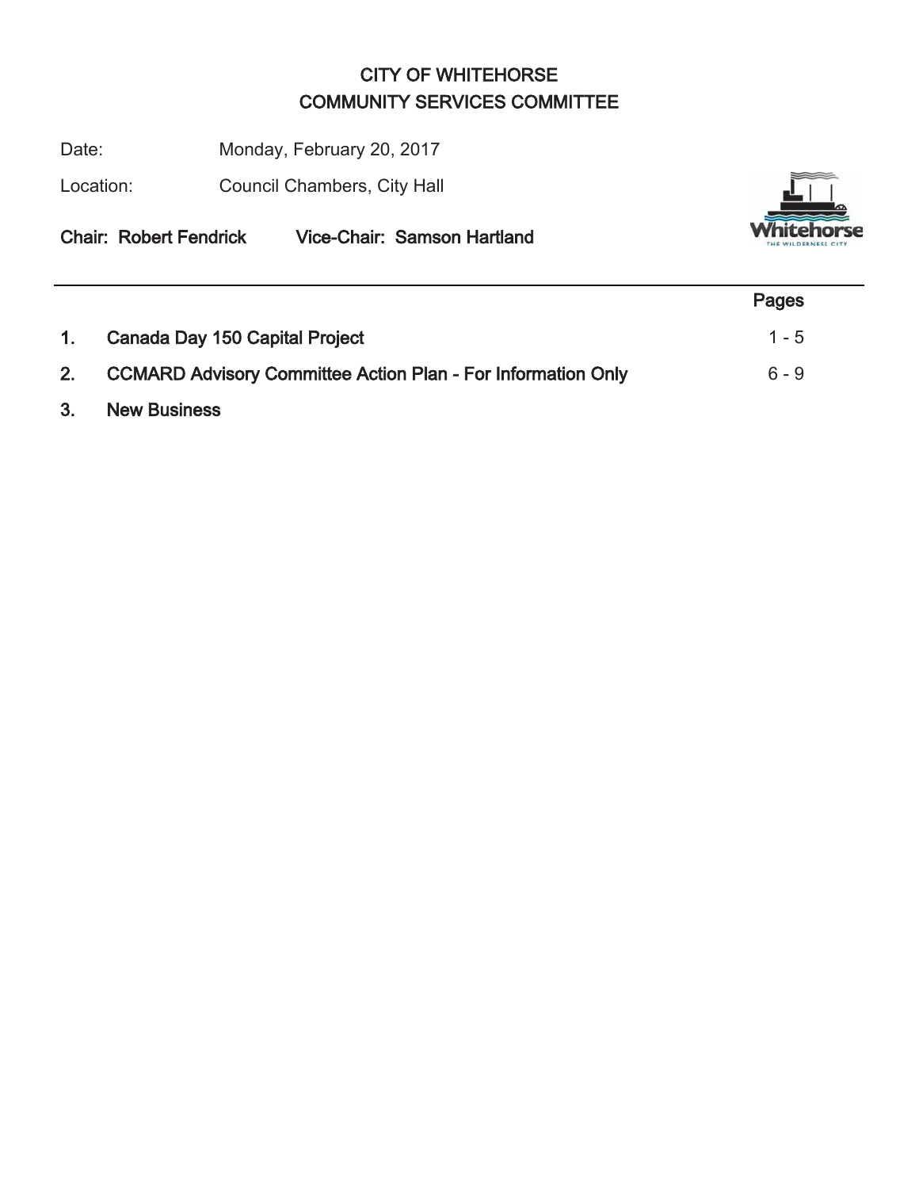# CITY OF WHITEHORSE
# COMMUNITY SERVICES COMMITTEE

Date: Monday, February 20, 2017

Location: Council Chambers, City Hall

**Chair: Robert Fendrick Vice-Chair: Samson Hartland**

| | | Pages |
|---|---|---|
| **1.** | **Canada Day 150 Capital Project** | 1 - 5 |
| **2.** | **CCMARD Advisory Committee Action Plan - For Information Only** | 6 - 9 |
| **3.** | **New Business** | |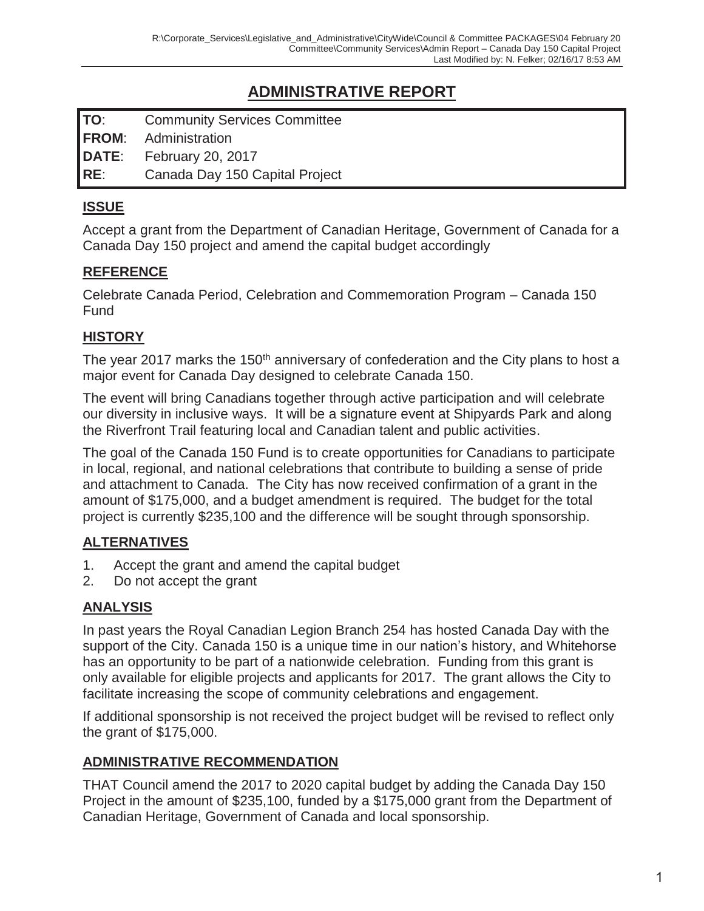# ADMINISTRATIVE REPORT

| | |
|---|---|
| **TO**: | Community Services Committee |
| **FROM**: | Administration |
| **DATE**: | February 20, 2017 |
| **RE**: | Canada Day 150 Capital Project |

## ISSUE

Accept a grant from the Department of Canadian Heritage, Government of Canada for a Canada Day 150 project and amend the capital budget accordingly

## REFERENCE

Celebrate Canada Period, Celebration and Commemoration Program – Canada 150 Fund

## HISTORY

The year 2017 marks the 150th anniversary of confederation and the City plans to host a major event for Canada Day designed to celebrate Canada 150.

The event will bring Canadians together through active participation and will celebrate our diversity in inclusive ways. It will be a signature event at Shipyards Park and along the Riverfront Trail featuring local and Canadian talent and public activities.

The goal of the Canada 150 Fund is to create opportunities for Canadians to participate in local, regional, and national celebrations that contribute to building a sense of pride and attachment to Canada. The City has now received confirmation of a grant in the amount of $175,000, and a budget amendment is required. The budget for the total project is currently $235,100 and the difference will be sought through sponsorship.

## ALTERNATIVES

1. Accept the grant and amend the capital budget
2. Do not accept the grant

## ANALYSIS

In past years the Royal Canadian Legion Branch 254 has hosted Canada Day with the support of the City. Canada 150 is a unique time in our nation's history, and Whitehorse has an opportunity to be part of a nationwide celebration. Funding from this grant is only available for eligible projects and applicants for 2017. The grant allows the City to facilitate increasing the scope of community celebrations and engagement.

If additional sponsorship is not received the project budget will be revised to reflect only the grant of $175,000.

## ADMINISTRATIVE RECOMMENDATION

THAT Council amend the 2017 to 2020 capital budget by adding the Canada Day 150 Project in the amount of $235,100, funded by a $175,000 grant from the Department of Canadian Heritage, Government of Canada and local sponsorship.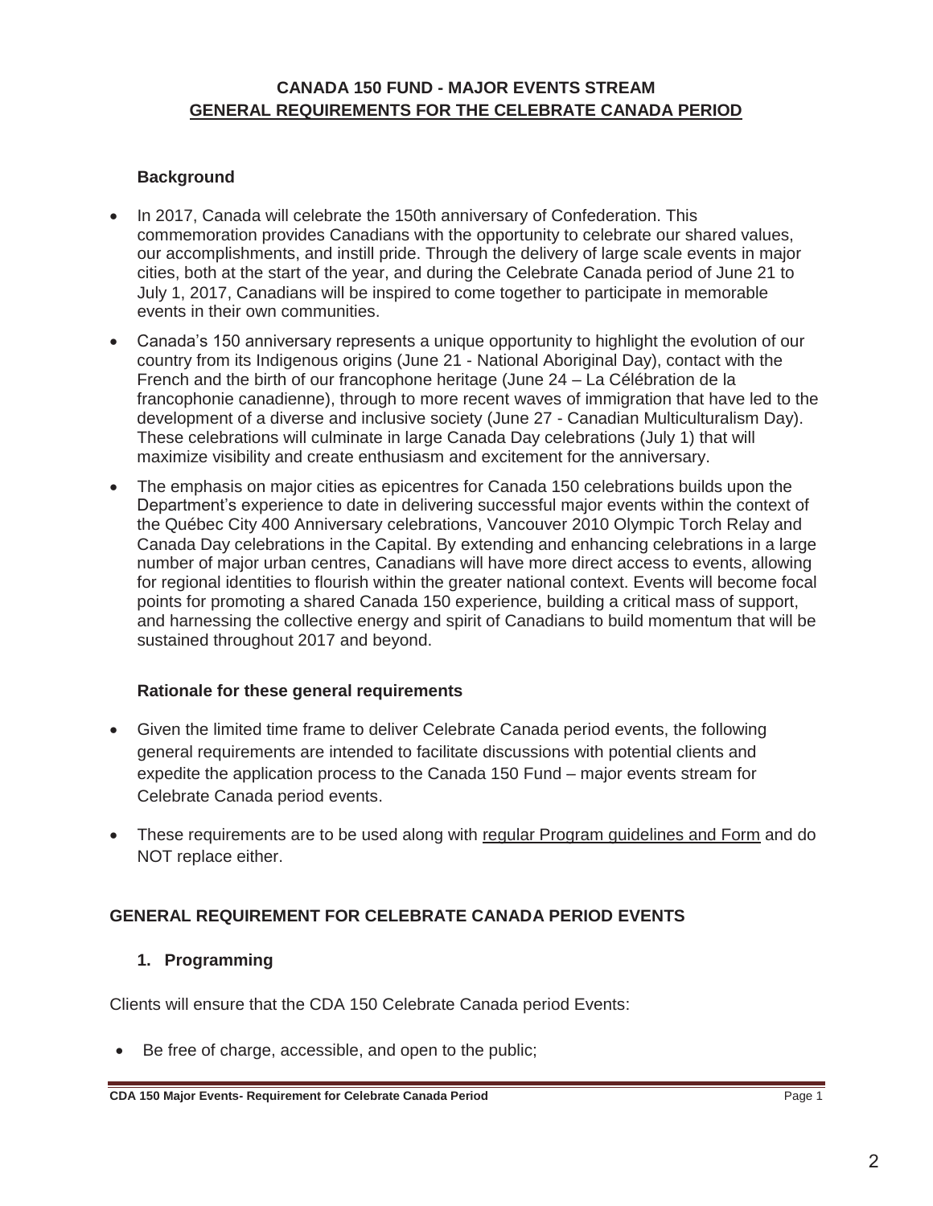## CANADA 150 FUND - MAJOR EVENTS STREAM
## GENERAL REQUIREMENTS FOR THE CELEBRATE CANADA PERIOD

### Background

- In 2017, Canada will celebrate the 150th anniversary of Confederation. This commemoration provides Canadians with the opportunity to celebrate our shared values, our accomplishments, and instill pride. Through the delivery of large scale events in major cities, both at the start of the year, and during the Celebrate Canada period of June 21 to July 1, 2017, Canadians will be inspired to come together to participate in memorable events in their own communities.
- Canada's 150 anniversary represents a unique opportunity to highlight the evolution of our country from its Indigenous origins (June 21 - National Aboriginal Day), contact with the French and the birth of our francophone heritage (June 24 – La Célébration de la francophonie canadienne), through to more recent waves of immigration that have led to the development of a diverse and inclusive society (June 27 - Canadian Multiculturalism Day). These celebrations will culminate in large Canada Day celebrations (July 1) that will maximize visibility and create enthusiasm and excitement for the anniversary.
- The emphasis on major cities as epicentres for Canada 150 celebrations builds upon the Department's experience to date in delivering successful major events within the context of the Québec City 400 Anniversary celebrations, Vancouver 2010 Olympic Torch Relay and Canada Day celebrations in the Capital. By extending and enhancing celebrations in a large number of major urban centres, Canadians will have more direct access to events, allowing for regional identities to flourish within the greater national context. Events will become focal points for promoting a shared Canada 150 experience, building a critical mass of support, and harnessing the collective energy and spirit of Canadians to build momentum that will be sustained throughout 2017 and beyond.

### Rationale for these general requirements

- Given the limited time frame to deliver Celebrate Canada period events, the following general requirements are intended to facilitate discussions with potential clients and expedite the application process to the Canada 150 Fund – major events stream for Celebrate Canada period events.
- These requirements are to be used along with regular Program guidelines and Form and do NOT replace either.

## GENERAL REQUIREMENT FOR CELEBRATE CANADA PERIOD EVENTS

### 1. Programming

Clients will ensure that the CDA 150 Celebrate Canada period Events:

- Be free of charge, accessible, and open to the public;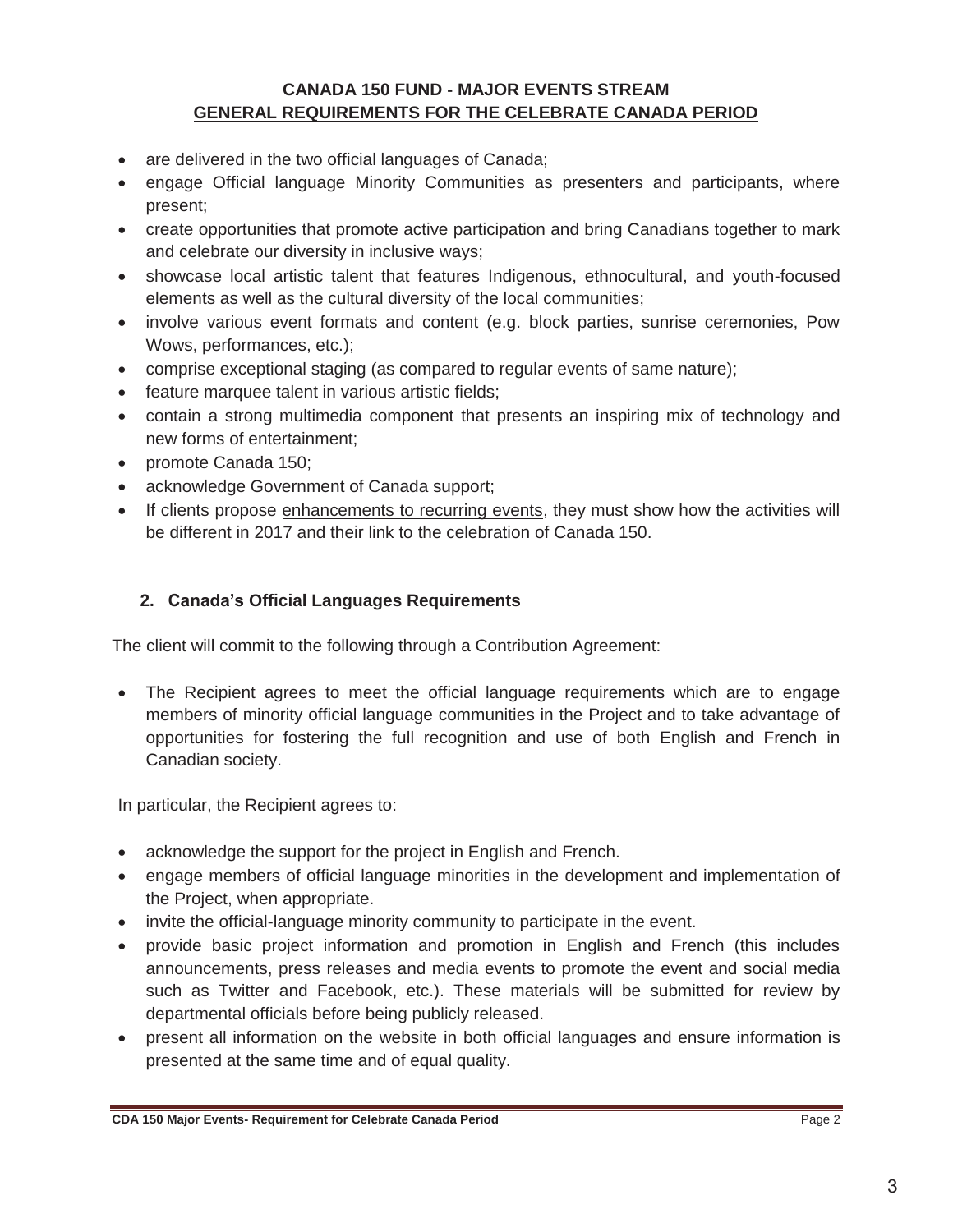**CANADA 150 FUND - MAJOR EVENTS STREAM**
**GENERAL REQUIREMENTS FOR THE CELEBRATE CANADA PERIOD**

- are delivered in the two official languages of Canada;
- engage Official language Minority Communities as presenters and participants, where present;
- create opportunities that promote active participation and bring Canadians together to mark and celebrate our diversity in inclusive ways;
- showcase local artistic talent that features Indigenous, ethnocultural, and youth-focused elements as well as the cultural diversity of the local communities;
- involve various event formats and content (e.g. block parties, sunrise ceremonies, Pow Wows, performances, etc.);
- comprise exceptional staging (as compared to regular events of same nature);
- feature marquee talent in various artistic fields;
- contain a strong multimedia component that presents an inspiring mix of technology and new forms of entertainment;
- promote Canada 150;
- acknowledge Government of Canada support;
- If clients propose enhancements to recurring events, they must show how the activities will be different in 2017 and their link to the celebration of Canada 150.

## 2. Canada's Official Languages Requirements

The client will commit to the following through a Contribution Agreement:

- The Recipient agrees to meet the official language requirements which are to engage members of minority official language communities in the Project and to take advantage of opportunities for fostering the full recognition and use of both English and French in Canadian society.

In particular, the Recipient agrees to:

- acknowledge the support for the project in English and French.
- engage members of official language minorities in the development and implementation of the Project, when appropriate.
- invite the official-language minority community to participate in the event.
- provide basic project information and promotion in English and French (this includes announcements, press releases and media events to promote the event and social media such as Twitter and Facebook, etc.). These materials will be submitted for review by departmental officials before being publicly released.
- present all information on the website in both official languages and ensure information is presented at the same time and of equal quality.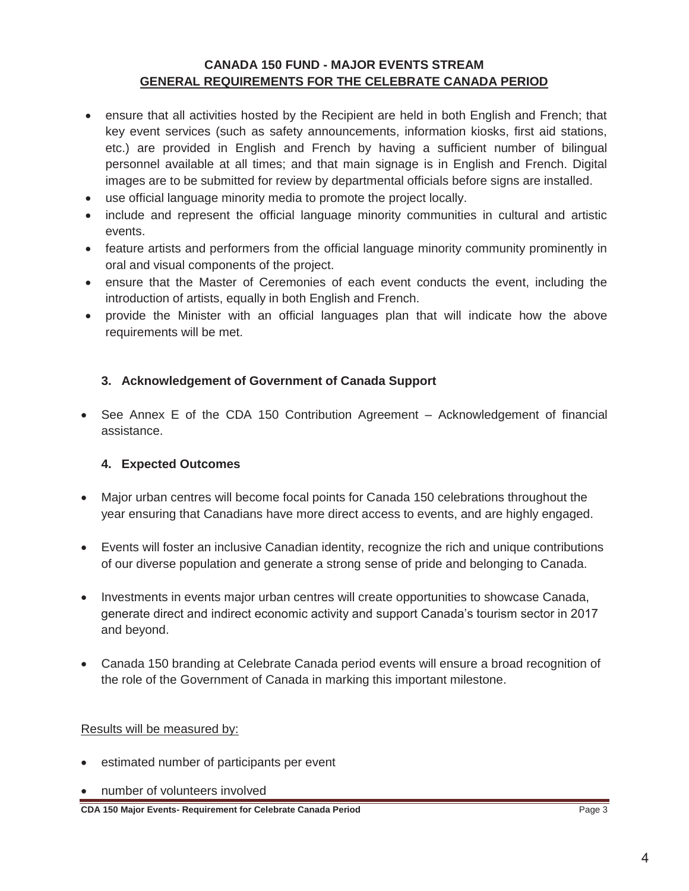- ensure that all activities hosted by the Recipient are held in both English and French; that key event services (such as safety announcements, information kiosks, first aid stations, etc.) are provided in English and French by having a sufficient number of bilingual personnel available at all times; and that main signage is in English and French. Digital images are to be submitted for review by departmental officials before signs are installed.
- use official language minority media to promote the project locally.
- include and represent the official language minority communities in cultural and artistic events.
- feature artists and performers from the official language minority community prominently in oral and visual components of the project.
- ensure that the Master of Ceremonies of each event conducts the event, including the introduction of artists, equally in both English and French.
- provide the Minister with an official languages plan that will indicate how the above requirements will be met.

### 3. Acknowledgement of Government of Canada Support

- See Annex E of the CDA 150 Contribution Agreement – Acknowledgement of financial assistance.

### 4. Expected Outcomes

- Major urban centres will become focal points for Canada 150 celebrations throughout the year ensuring that Canadians have more direct access to events, and are highly engaged.
- Events will foster an inclusive Canadian identity, recognize the rich and unique contributions of our diverse population and generate a strong sense of pride and belonging to Canada.
- Investments in events major urban centres will create opportunities to showcase Canada, generate direct and indirect economic activity and support Canada's tourism sector in 2017 and beyond.
- Canada 150 branding at Celebrate Canada period events will ensure a broad recognition of the role of the Government of Canada in marking this important milestone.

Results will be measured by:

- estimated number of participants per event
- number of volunteers involved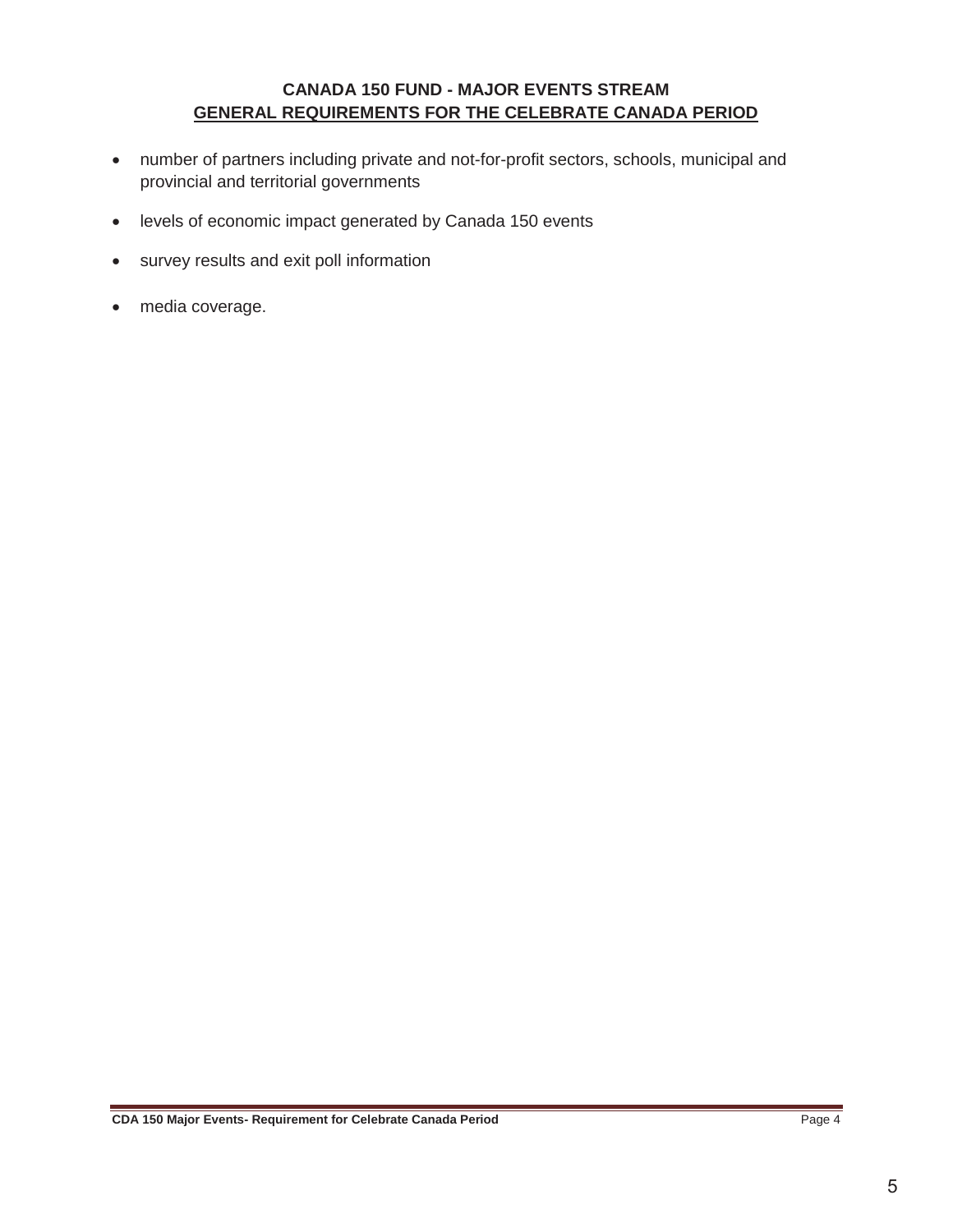**CANADA 150 FUND - MAJOR EVENTS STREAM**
**GENERAL REQUIREMENTS FOR THE CELEBRATE CANADA PERIOD**

- number of partners including private and not-for-profit sectors, schools, municipal and provincial and territorial governments
- levels of economic impact generated by Canada 150 events
- survey results and exit poll information
- media coverage.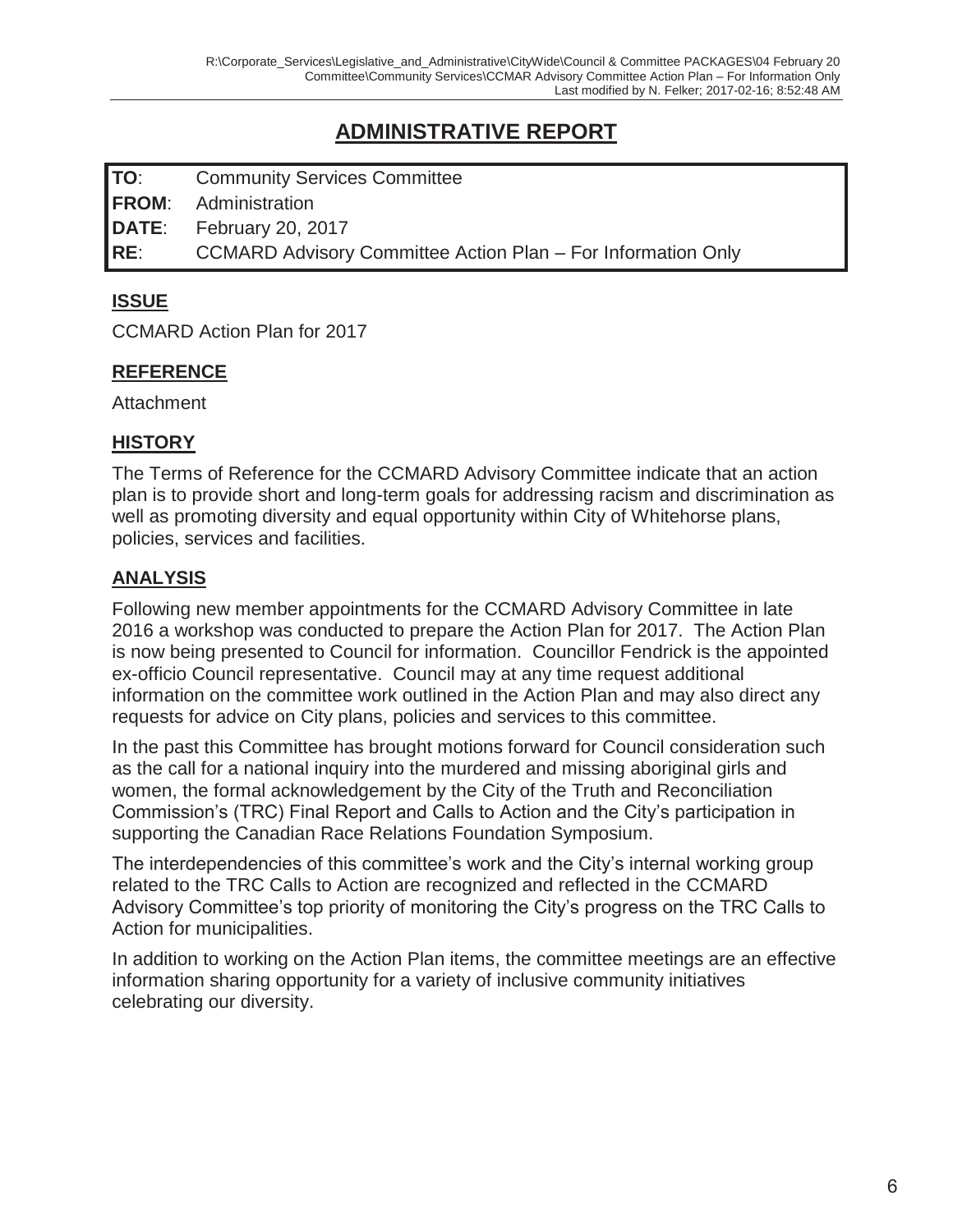# ADMINISTRATIVE REPORT

| | |
|---|---|
| **TO**: | Community Services Committee |
| **FROM**: | Administration |
| **DATE**: | February 20, 2017 |
| **RE**: | CCMARD Advisory Committee Action Plan – For Information Only |

## ISSUE

CCMARD Action Plan for 2017

## REFERENCE

Attachment

## HISTORY

The Terms of Reference for the CCMARD Advisory Committee indicate that an action plan is to provide short and long-term goals for addressing racism and discrimination as well as promoting diversity and equal opportunity within City of Whitehorse plans, policies, services and facilities.

## ANALYSIS

Following new member appointments for the CCMARD Advisory Committee in late 2016 a workshop was conducted to prepare the Action Plan for 2017. The Action Plan is now being presented to Council for information. Councillor Fendrick is the appointed ex-officio Council representative. Council may at any time request additional information on the committee work outlined in the Action Plan and may also direct any requests for advice on City plans, policies and services to this committee.

In the past this Committee has brought motions forward for Council consideration such as the call for a national inquiry into the murdered and missing aboriginal girls and women, the formal acknowledgement by the City of the Truth and Reconciliation Commission's (TRC) Final Report and Calls to Action and the City's participation in supporting the Canadian Race Relations Foundation Symposium.

The interdependencies of this committee's work and the City's internal working group related to the TRC Calls to Action are recognized and reflected in the CCMARD Advisory Committee's top priority of monitoring the City's progress on the TRC Calls to Action for municipalities.

In addition to working on the Action Plan items, the committee meetings are an effective information sharing opportunity for a variety of inclusive community initiatives celebrating our diversity.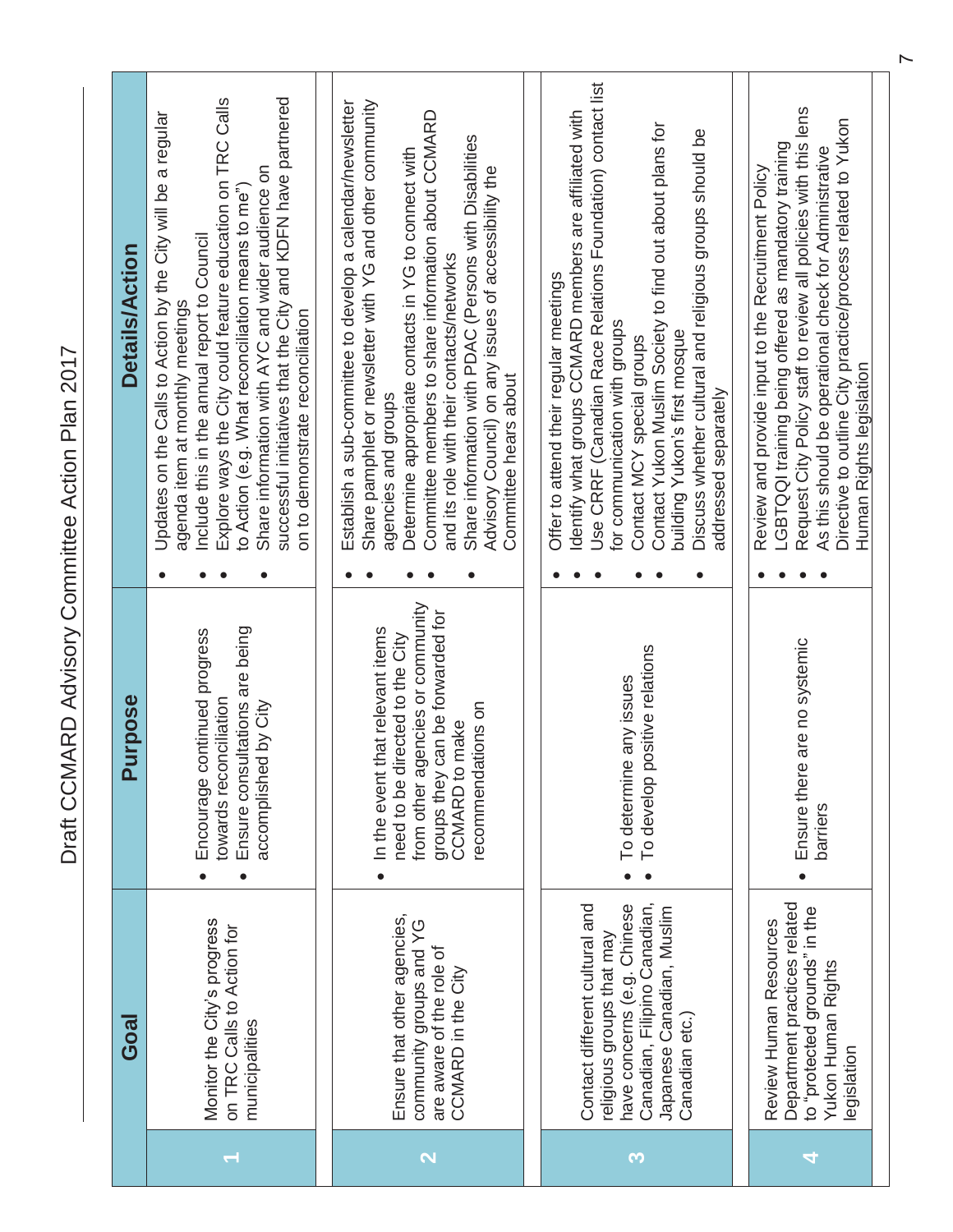# Draft CCMARD Advisory Committee Action Plan 2017

| | Goal | Purpose | Details/Action |
|---|---|---|---|
| 1 | Monitor the City's progress on TRC Calls to Action for municipalities | • Encourage continued progress towards reconciliation<br>• Ensure consultations are being accomplished by City | • Updates on the Calls to Action by the City will be a regular agenda item at monthly meetings<br>• Include this in the annual report to Council<br>• Explore ways the City could feature education on TRC Calls to Action (e.g. What reconciliation means to me")<br>• Share information with AYC and wider audience on successful initiatives that the City and KDFN have partnered on to demonstrate reconciliation |
| 2 | Ensure that other agencies, community groups and YG are aware of the role of CCMARD in the City | • In the event that relevant items need to be directed to the City from other agencies or community groups they can be forwarded for CCMARD to make recommendations on | • Establish a sub-committee to develop a calendar/newsletter<br>• Share pamphlet or newsletter with YG and other community agencies and groups<br>• Determine appropriate contacts in YG to connect with Committee members to share information about CCMARD and its role with their contacts/networks<br>• Share information with PDAC (Persons with Disabilities Advisory Council) on any issues of accessibility the Committee hears about |
| 3 | Contact different cultural and religious groups that may have concerns (e.g. Chinese Canadian, Filipino Canadian, Japanese Canadian, Muslim Canadian etc.) | • To determine any issues<br>• To develop positive relations | • Offer to attend their regular meetings<br>• Identify what groups CCMARD members are affiliated with<br>• Use CRRF (Canadian Race Relations Foundation) contact list for communication with groups<br>• Contact MCY special groups<br>• Contact Yukon Muslim Society to find out about plans for building Yukon's first mosque<br>• Discuss whether cultural and religious groups should be addressed separately |
| 4 | Review Human Resources Department practices related to "protected grounds" in the Yukon Human Rights legislation | • Ensure there are no systemic barriers | • Review and provide input to the Recruitment Policy<br>• LGBTQI training being offered as mandatory training<br>• Request City Policy staff to review all policies with this lens<br>• As this should be operational check for Administrative Directive to outline City practice/process related to Yukon Human Rights legislation |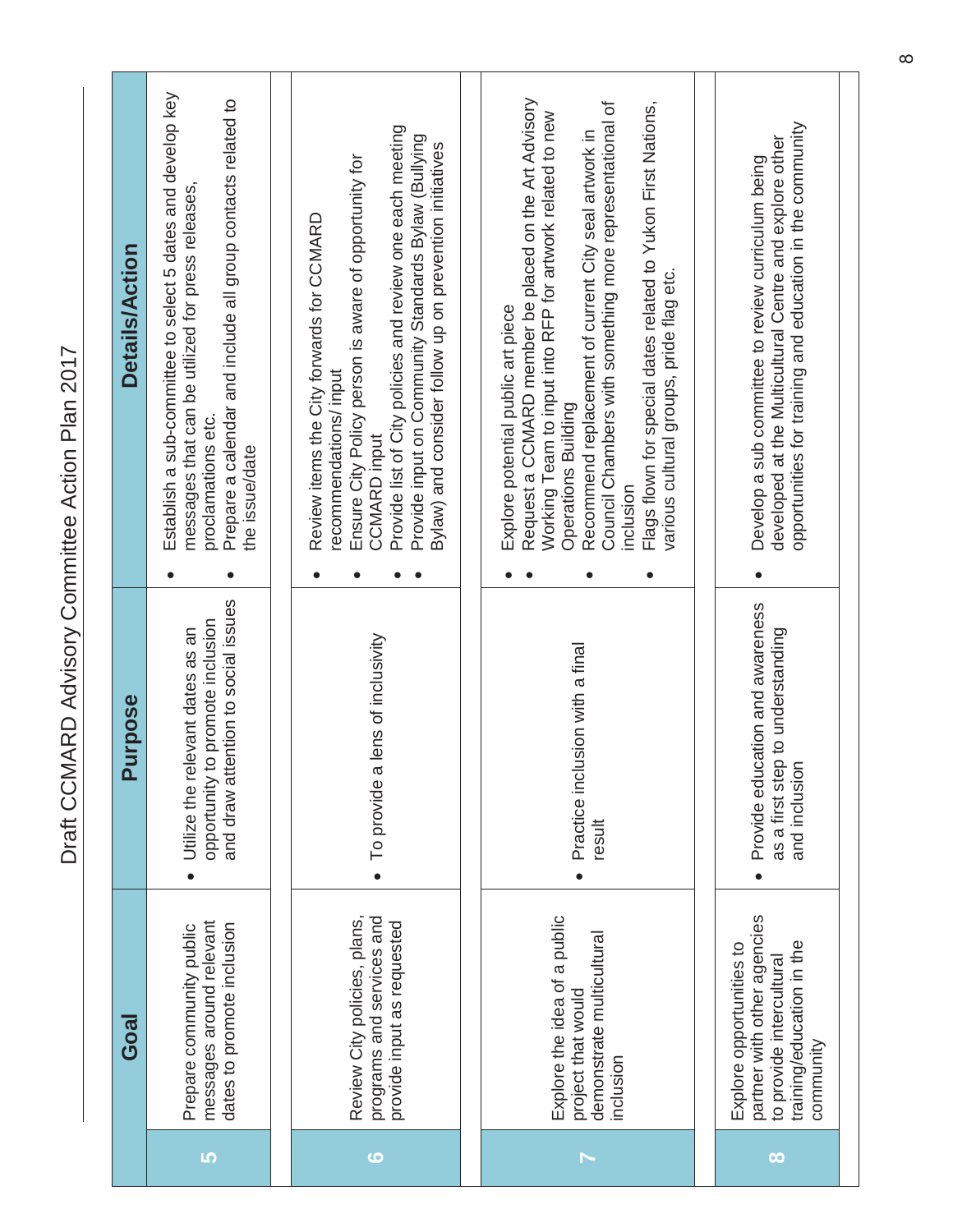# Draft CCMARD Advisory Committee Action Plan 2017

| | Goal | Purpose | Details/Action |
|---|---|---|---|
| 5 | Prepare community public messages around relevant dates to promote inclusion | • Utilize the relevant dates as an opportunity to promote inclusion and draw attention to social issues | • Establish a sub-committee to select 5 dates and develop key messages that can be utilized for press releases, proclamations etc.<br>• Prepare a calendar and include all group contacts related to the issue/date |
| 6 | Review City policies, plans, programs and services and provide input as requested | • To provide a lens of inclusivity | • Review items the City forwards for CCMARD recommendations/ input<br>• Ensure City Policy person is aware of opportunity for CCMARD input<br>• Provide list of City policies and review one each meeting<br>• Provide input on Community Standards Bylaw (Bullying Bylaw) and consider follow up on prevention initiatives |
| 7 | Explore the idea of a public project that would demonstrate multicultural inclusion | • Practice inclusion with a final result | • Explore potential public art piece<br>• Request a CCMARD member be placed on the Art Advisory Working Team to input into RFP for artwork related to new Operations Building<br>• Recommend replacement of current City seal artwork in Council Chambers with something more representational of inclusion<br>• Flags flown for special dates related to Yukon First Nations, various cultural groups, pride flag etc. |
| 8 | Explore opportunities to partner with other agencies to provide intercultural training/education in the community | • Provide education and awareness as a first step to understanding and inclusion | • Develop a sub committee to review curriculum being developed at the Multicultural Centre and explore other opportunities for training and education in the community |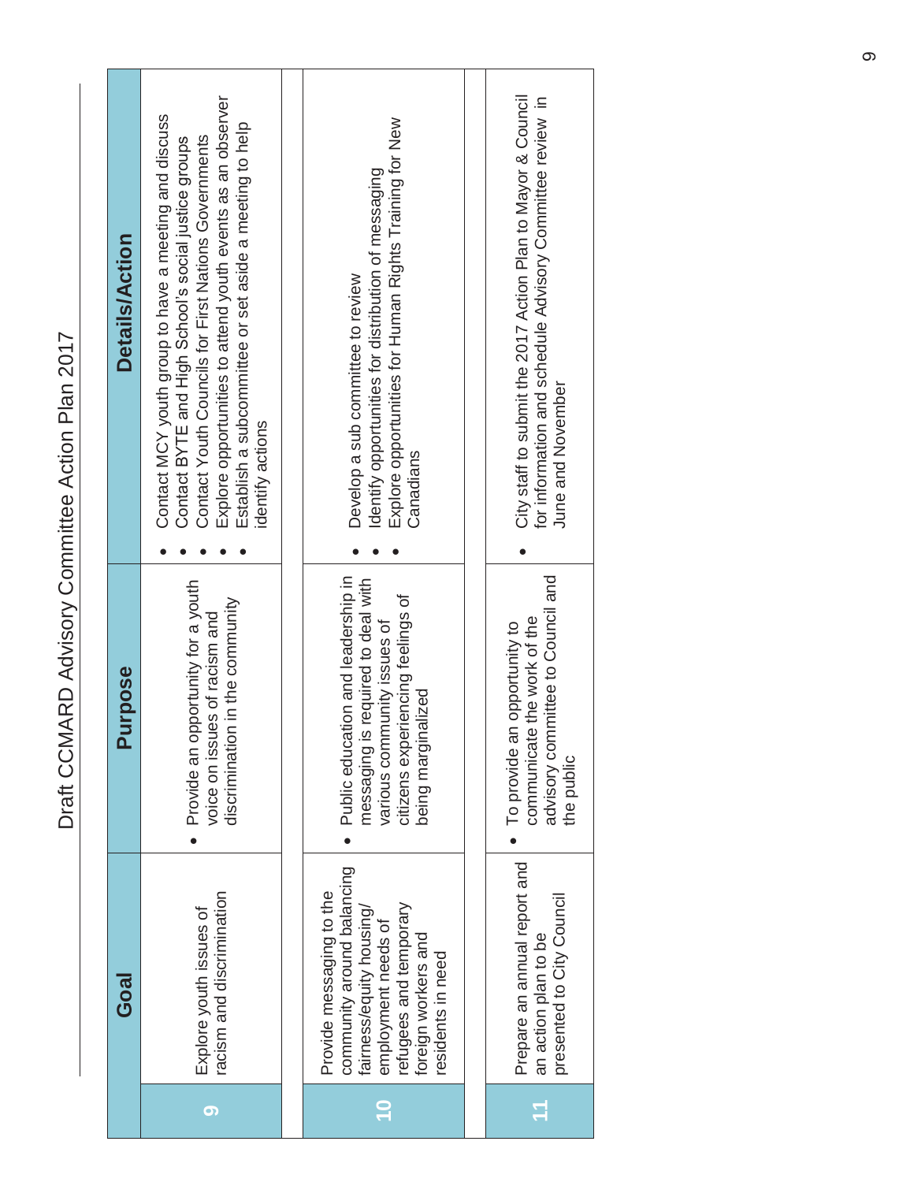# Draft CCMARD Advisory Committee Action Plan 2017

| | Goal | Purpose | Details/Action |
|---|---|---|---|
| 9 | Explore youth issues of racism and discrimination | • Provide an opportunity for a youth voice on issues of racism and discrimination in the community | • Contact MCY youth group to have a meeting and discuss<br>• Contact BYTE and High School's social justice groups<br>• Contact Youth Councils for First Nations Governments<br>• Explore opportunities to attend youth events as an observer<br>• Establish a subcommittee or set aside a meeting to help identify actions |
| 10 | Provide messaging to the community around balancing fairness/equity housing/ employment needs of refugees and temporary foreign workers and residents in need | • Public education and leadership in messaging is required to deal with various community issues of citizens experiencing feelings of being marginalized | • Develop a sub committee to review<br>• Identify opportunities for distribution of messaging<br>• Explore opportunities for Human Rights Training for New Canadians |
| 11 | Prepare an annual report and an action plan to be presented to City Council | • To provide an opportunity to communicate the work of the advisory committee to Council and the public | • City staff to submit the 2017 Action Plan to Mayor & Council for information and schedule Advisory Committee review in June and November |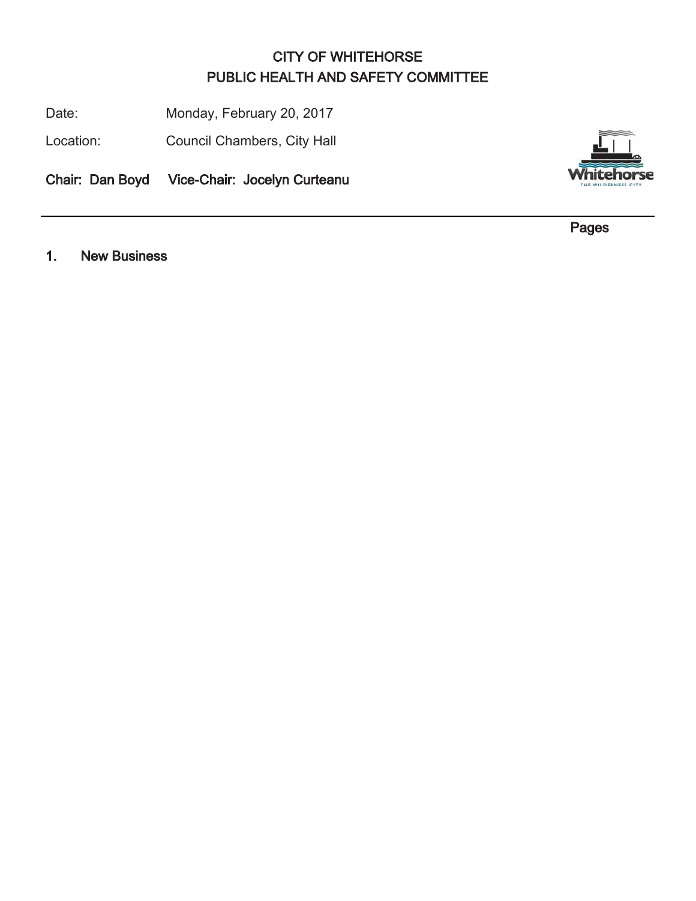# CITY OF WHITEHORSE
# PUBLIC HEALTH AND SAFETY COMMITTEE

Date: Monday, February 20, 2017

Location: Council Chambers, City Hall

**Chair: Dan Boyd Vice-Chair: Jocelyn Curteanu**

---

**Pages**

## 1. New Business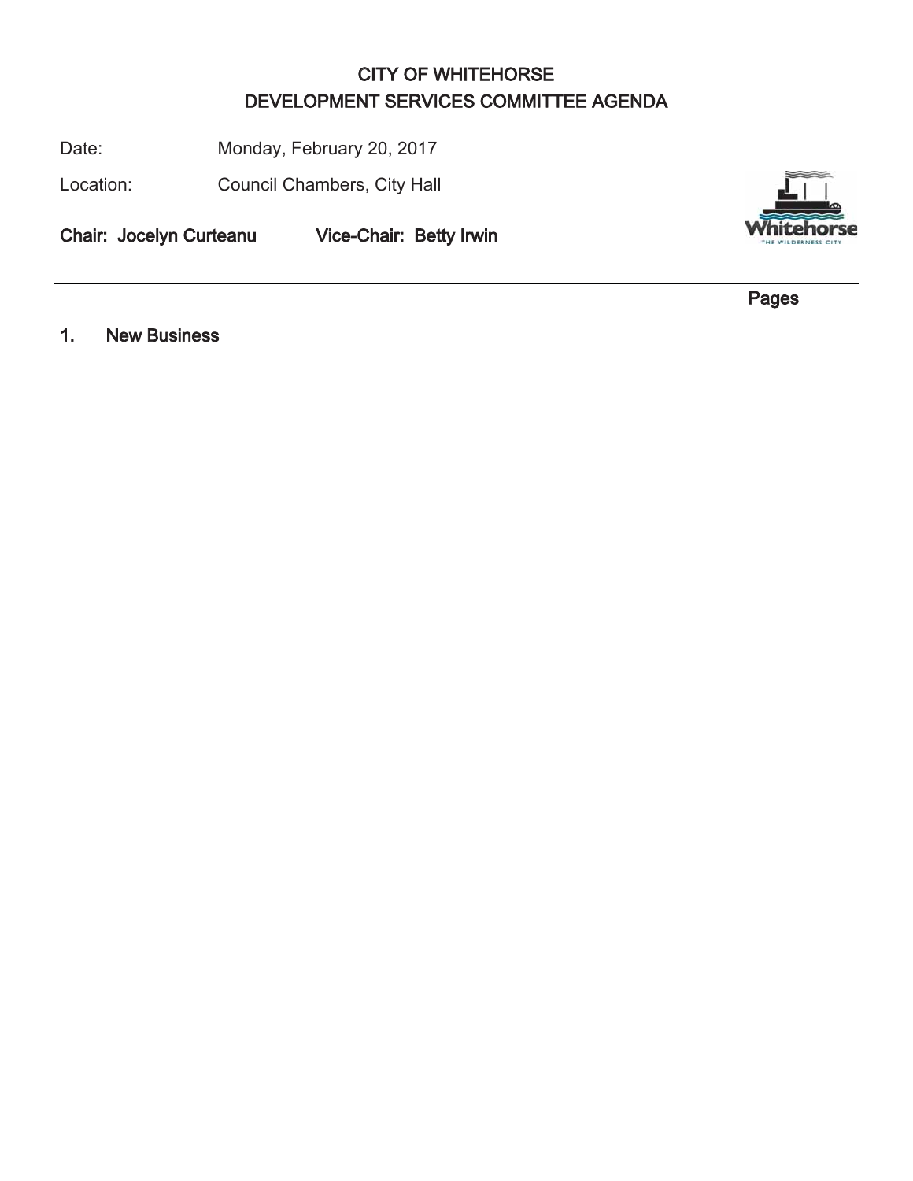# CITY OF WHITEHORSE
# DEVELOPMENT SERVICES COMMITTEE AGENDA

Date: Monday, February 20, 2017

Location: Council Chambers, City Hall

**Chair: Jocelyn Curteanu Vice-Chair: Betty Irwin**

---

Pages

## 1. New Business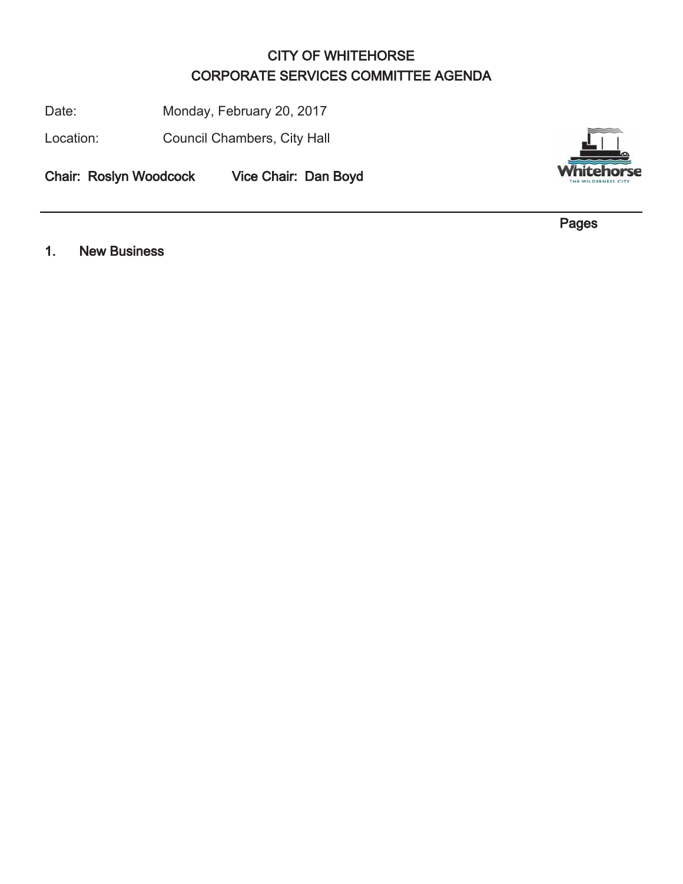# CITY OF WHITEHORSE
## CORPORATE SERVICES COMMITTEE AGENDA

Date: Monday, February 20, 2017

Location: Council Chambers, City Hall

**Chair: Roslyn Woodcock** **Vice Chair: Dan Boyd**

---

**Pages**

**1. New Business**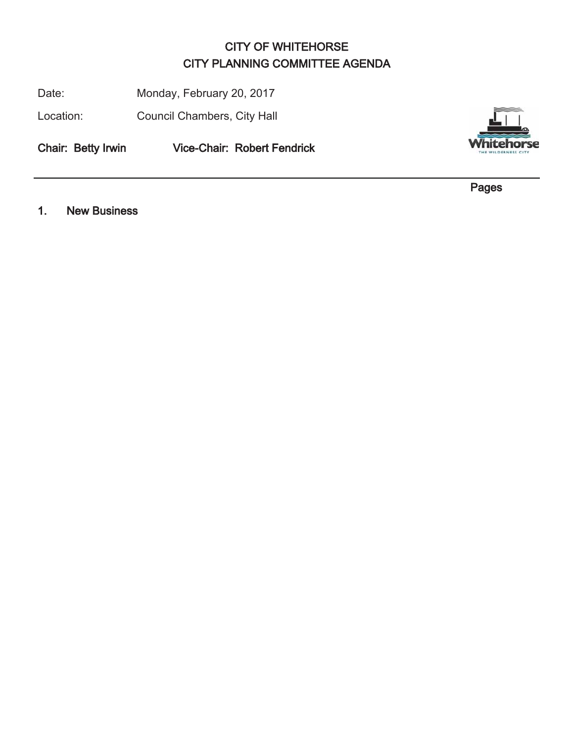# CITY OF WHITEHORSE
# CITY PLANNING COMMITTEE AGENDA

Date: Monday, February 20, 2017

Location: Council Chambers, City Hall

**Chair: Betty Irwin** **Vice-Chair: Robert Fendrick**

---

**Pages**

## 1. New Business